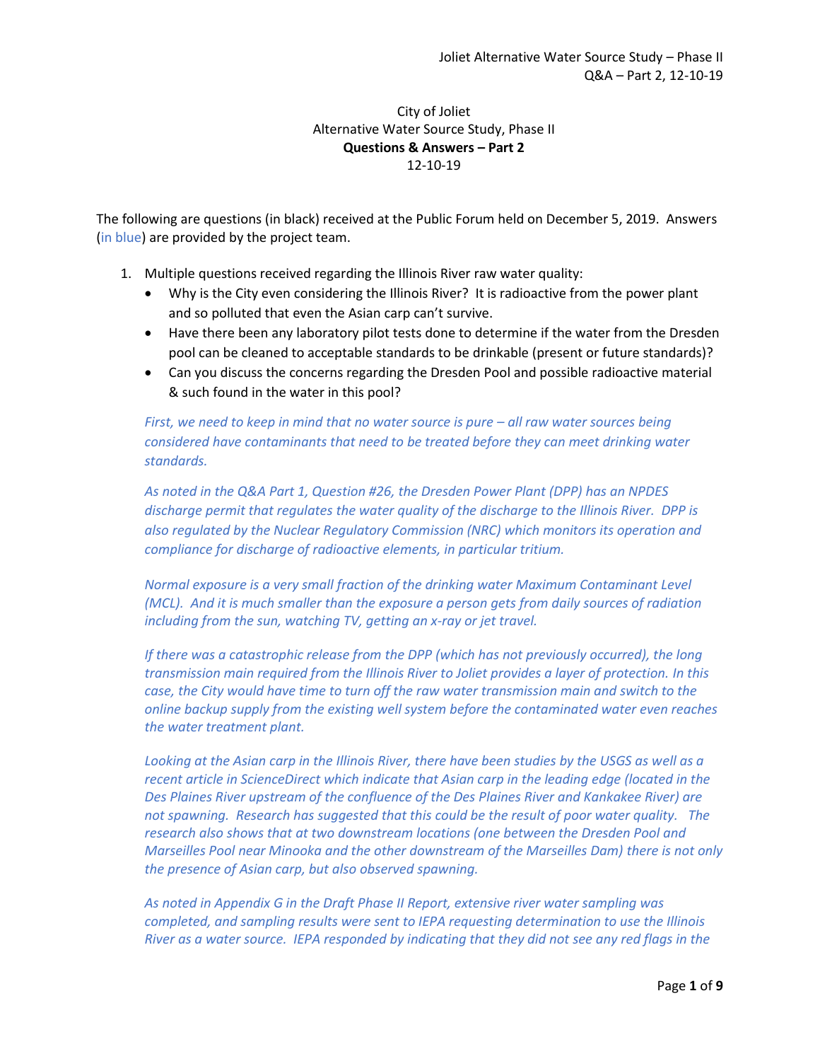City of Joliet
Alternative Water Source Study, Phase II
**Questions & Answers – Part 2**
12-10-19

The following are questions (in black) received at the Public Forum held on December 5, 2019. Answers (*in blue*) are provided by the project team.

1. Multiple questions received regarding the Illinois River raw water quality:
   - Why is the City even considering the Illinois River? It is radioactive from the power plant and so polluted that even the Asian carp can't survive.
   - Have there been any laboratory pilot tests done to determine if the water from the Dresden pool can be cleaned to acceptable standards to be drinkable (present or future standards)?
   - Can you discuss the concerns regarding the Dresden Pool and possible radioactive material & such found in the water in this pool?

   *First, we need to keep in mind that no water source is pure – all raw water sources being considered have contaminants that need to be treated before they can meet drinking water standards.*

   *As noted in the Q&A Part 1, Question #26, the Dresden Power Plant (DPP) has an NPDES discharge permit that regulates the water quality of the discharge to the Illinois River. DPP is also regulated by the Nuclear Regulatory Commission (NRC) which monitors its operation and compliance for discharge of radioactive elements, in particular tritium.*

   *Normal exposure is a very small fraction of the drinking water Maximum Contaminant Level (MCL). And it is much smaller than the exposure a person gets from daily sources of radiation including from the sun, watching TV, getting an x-ray or jet travel.*

   *If there was a catastrophic release from the DPP (which has not previously occurred), the long transmission main required from the Illinois River to Joliet provides a layer of protection. In this case, the City would have time to turn off the raw water transmission main and switch to the online backup supply from the existing well system before the contaminated water even reaches the water treatment plant.*

   *Looking at the Asian carp in the Illinois River, there have been studies by the USGS as well as a recent article in ScienceDirect which indicate that Asian carp in the leading edge (located in the Des Plaines River upstream of the confluence of the Des Plaines River and Kankakee River) are not spawning. Research has suggested that this could be the result of poor water quality. The research also shows that at two downstream locations (one between the Dresden Pool and Marseilles Pool near Minooka and the other downstream of the Marseilles Dam) there is not only the presence of Asian carp, but also observed spawning.*

   *As noted in Appendix G in the Draft Phase II Report, extensive river water sampling was completed, and sampling results were sent to IEPA requesting determination to use the Illinois River as a water source. IEPA responded by indicating that they did not see any red flags in the*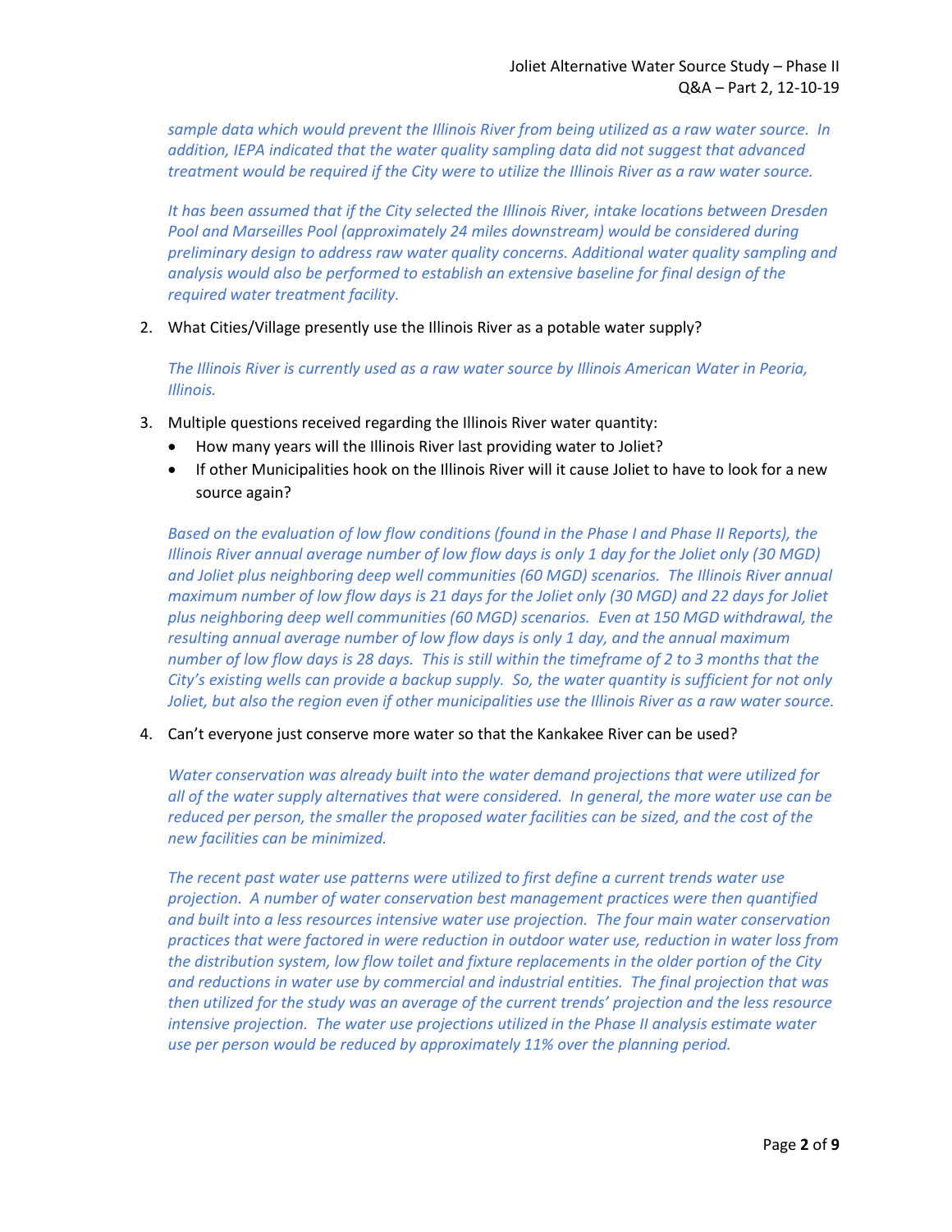*sample data which would prevent the Illinois River from being utilized as a raw water source. In addition, IEPA indicated that the water quality sampling data did not suggest that advanced treatment would be required if the City were to utilize the Illinois River as a raw water source.*

*It has been assumed that if the City selected the Illinois River, intake locations between Dresden Pool and Marseilles Pool (approximately 24 miles downstream) would be considered during preliminary design to address raw water quality concerns. Additional water quality sampling and analysis would also be performed to establish an extensive baseline for final design of the required water treatment facility.*

2. What Cities/Village presently use the Illinois River as a potable water supply?

   *The Illinois River is currently used as a raw water source by Illinois American Water in Peoria, Illinois.*

3. Multiple questions received regarding the Illinois River water quantity:
   - How many years will the Illinois River last providing water to Joliet?
   - If other Municipalities hook on the Illinois River will it cause Joliet to have to look for a new source again?

   *Based on the evaluation of low flow conditions (found in the Phase I and Phase II Reports), the Illinois River annual average number of low flow days is only 1 day for the Joliet only (30 MGD) and Joliet plus neighboring deep well communities (60 MGD) scenarios. The Illinois River annual maximum number of low flow days is 21 days for the Joliet only (30 MGD) and 22 days for Joliet plus neighboring deep well communities (60 MGD) scenarios. Even at 150 MGD withdrawal, the resulting annual average number of low flow days is only 1 day, and the annual maximum number of low flow days is 28 days. This is still within the timeframe of 2 to 3 months that the City's existing wells can provide a backup supply. So, the water quantity is sufficient for not only Joliet, but also the region even if other municipalities use the Illinois River as a raw water source.*

4. Can't everyone just conserve more water so that the Kankakee River can be used?

   *Water conservation was already built into the water demand projections that were utilized for all of the water supply alternatives that were considered. In general, the more water use can be reduced per person, the smaller the proposed water facilities can be sized, and the cost of the new facilities can be minimized.*

   *The recent past water use patterns were utilized to first define a current trends water use projection. A number of water conservation best management practices were then quantified and built into a less resources intensive water use projection. The four main water conservation practices that were factored in were reduction in outdoor water use, reduction in water loss from the distribution system, low flow toilet and fixture replacements in the older portion of the City and reductions in water use by commercial and industrial entities. The final projection that was then utilized for the study was an average of the current trends' projection and the less resource intensive projection. The water use projections utilized in the Phase II analysis estimate water use per person would be reduced by approximately 11% over the planning period.*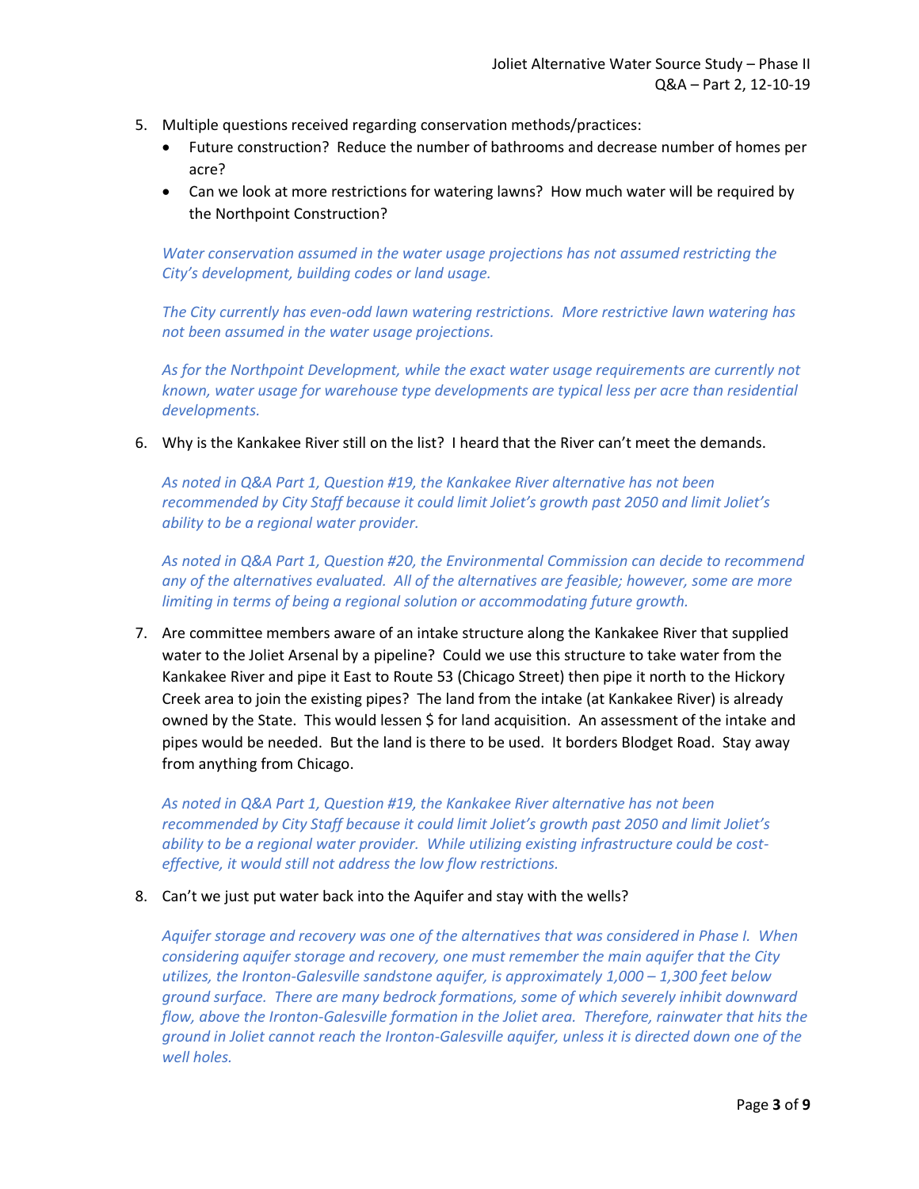5. Multiple questions received regarding conservation methods/practices:
   - Future construction? Reduce the number of bathrooms and decrease number of homes per acre?
   - Can we look at more restrictions for watering lawns? How much water will be required by the Northpoint Construction?

   *Water conservation assumed in the water usage projections has not assumed restricting the City's development, building codes or land usage.*

   *The City currently has even-odd lawn watering restrictions. More restrictive lawn watering has not been assumed in the water usage projections.*

   *As for the Northpoint Development, while the exact water usage requirements are currently not known, water usage for warehouse type developments are typical less per acre than residential developments.*

6. Why is the Kankakee River still on the list? I heard that the River can't meet the demands.

   *As noted in Q&A Part 1, Question #19, the Kankakee River alternative has not been recommended by City Staff because it could limit Joliet's growth past 2050 and limit Joliet's ability to be a regional water provider.*

   *As noted in Q&A Part 1, Question #20, the Environmental Commission can decide to recommend any of the alternatives evaluated. All of the alternatives are feasible; however, some are more limiting in terms of being a regional solution or accommodating future growth.*

7. Are committee members aware of an intake structure along the Kankakee River that supplied water to the Joliet Arsenal by a pipeline? Could we use this structure to take water from the Kankakee River and pipe it East to Route 53 (Chicago Street) then pipe it north to the Hickory Creek area to join the existing pipes? The land from the intake (at Kankakee River) is already owned by the State. This would lessen $ for land acquisition. An assessment of the intake and pipes would be needed. But the land is there to be used. It borders Blodget Road. Stay away from anything from Chicago.

   *As noted in Q&A Part 1, Question #19, the Kankakee River alternative has not been recommended by City Staff because it could limit Joliet's growth past 2050 and limit Joliet's ability to be a regional water provider. While utilizing existing infrastructure could be cost-effective, it would still not address the low flow restrictions.*

8. Can't we just put water back into the Aquifer and stay with the wells?

   *Aquifer storage and recovery was one of the alternatives that was considered in Phase I. When considering aquifer storage and recovery, one must remember the main aquifer that the City utilizes, the Ironton-Galesville sandstone aquifer, is approximately 1,000 – 1,300 feet below ground surface. There are many bedrock formations, some of which severely inhibit downward flow, above the Ironton-Galesville formation in the Joliet area. Therefore, rainwater that hits the ground in Joliet cannot reach the Ironton-Galesville aquifer, unless it is directed down one of the well holes.*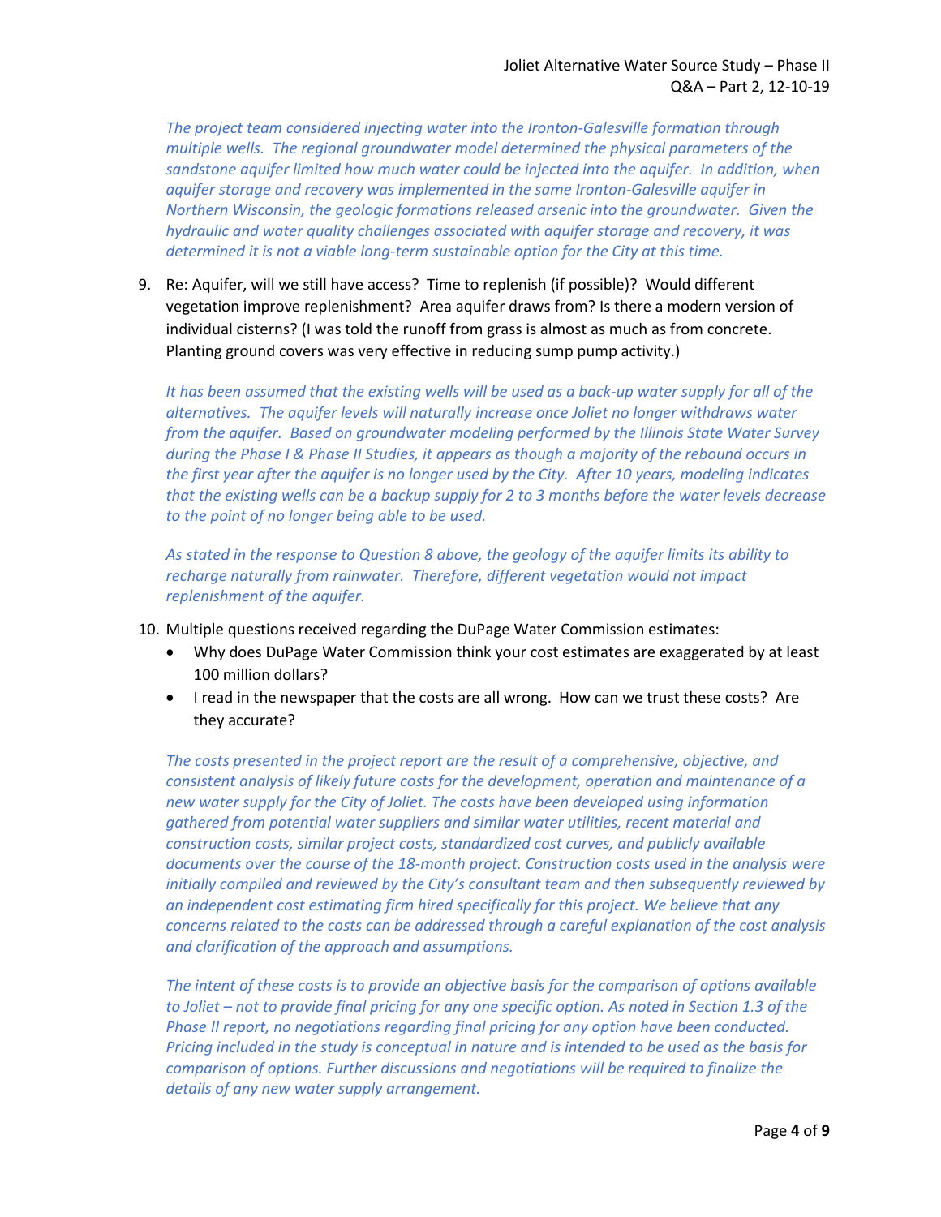*The project team considered injecting water into the Ironton-Galesville formation through multiple wells. The regional groundwater model determined the physical parameters of the sandstone aquifer limited how much water could be injected into the aquifer. In addition, when aquifer storage and recovery was implemented in the same Ironton-Galesville aquifer in Northern Wisconsin, the geologic formations released arsenic into the groundwater. Given the hydraulic and water quality challenges associated with aquifer storage and recovery, it was determined it is not a viable long-term sustainable option for the City at this time.*

9. Re: Aquifer, will we still have access? Time to replenish (if possible)? Would different vegetation improve replenishment? Area aquifer draws from? Is there a modern version of individual cisterns? (I was told the runoff from grass is almost as much as from concrete. Planting ground covers was very effective in reducing sump pump activity.)

   *It has been assumed that the existing wells will be used as a back-up water supply for all of the alternatives. The aquifer levels will naturally increase once Joliet no longer withdraws water from the aquifer. Based on groundwater modeling performed by the Illinois State Water Survey during the Phase I & Phase II Studies, it appears as though a majority of the rebound occurs in the first year after the aquifer is no longer used by the City. After 10 years, modeling indicates that the existing wells can be a backup supply for 2 to 3 months before the water levels decrease to the point of no longer being able to be used.*

   *As stated in the response to Question 8 above, the geology of the aquifer limits its ability to recharge naturally from rainwater. Therefore, different vegetation would not impact replenishment of the aquifer.*

10. Multiple questions received regarding the DuPage Water Commission estimates:
    - Why does DuPage Water Commission think your cost estimates are exaggerated by at least 100 million dollars?
    - I read in the newspaper that the costs are all wrong. How can we trust these costs? Are they accurate?

    *The costs presented in the project report are the result of a comprehensive, objective, and consistent analysis of likely future costs for the development, operation and maintenance of a new water supply for the City of Joliet. The costs have been developed using information gathered from potential water suppliers and similar water utilities, recent material and construction costs, similar project costs, standardized cost curves, and publicly available documents over the course of the 18-month project. Construction costs used in the analysis were initially compiled and reviewed by the City's consultant team and then subsequently reviewed by an independent cost estimating firm hired specifically for this project. We believe that any concerns related to the costs can be addressed through a careful explanation of the cost analysis and clarification of the approach and assumptions.*

    *The intent of these costs is to provide an objective basis for the comparison of options available to Joliet – not to provide final pricing for any one specific option. As noted in Section 1.3 of the Phase II report, no negotiations regarding final pricing for any option have been conducted. Pricing included in the study is conceptual in nature and is intended to be used as the basis for comparison of options. Further discussions and negotiations will be required to finalize the details of any new water supply arrangement.*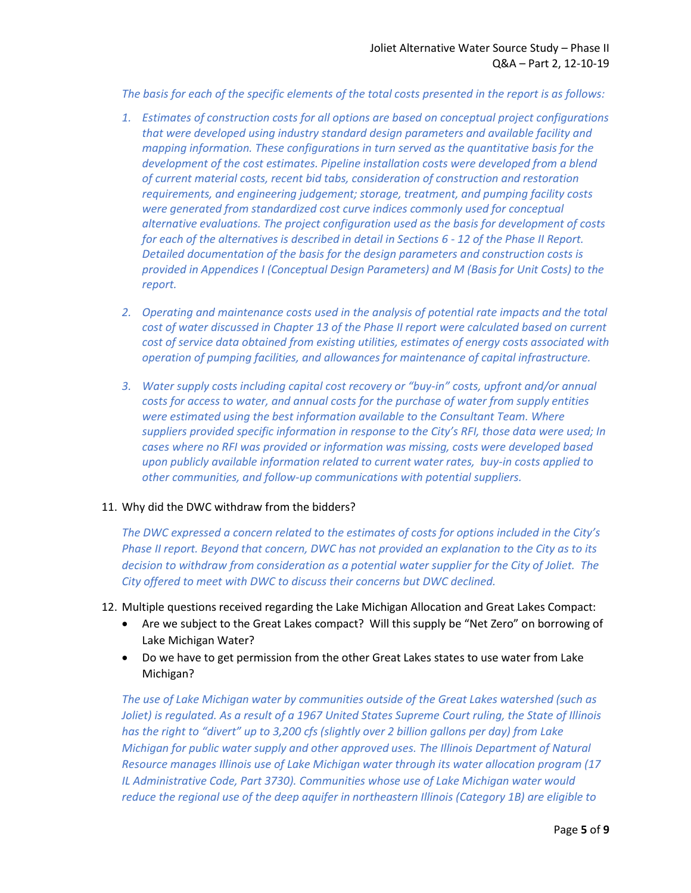*The basis for each of the specific elements of the total costs presented in the report is as follows:*

1. *Estimates of construction costs for all options are based on conceptual project configurations that were developed using industry standard design parameters and available facility and mapping information. These configurations in turn served as the quantitative basis for the development of the cost estimates. Pipeline installation costs were developed from a blend of current material costs, recent bid tabs, consideration of construction and restoration requirements, and engineering judgement; storage, treatment, and pumping facility costs were generated from standardized cost curve indices commonly used for conceptual alternative evaluations. The project configuration used as the basis for development of costs for each of the alternatives is described in detail in Sections 6 - 12 of the Phase II Report. Detailed documentation of the basis for the design parameters and construction costs is provided in Appendices I (Conceptual Design Parameters) and M (Basis for Unit Costs) to the report.*

2. *Operating and maintenance costs used in the analysis of potential rate impacts and the total cost of water discussed in Chapter 13 of the Phase II report were calculated based on current cost of service data obtained from existing utilities, estimates of energy costs associated with operation of pumping facilities, and allowances for maintenance of capital infrastructure.*

3. *Water supply costs including capital cost recovery or "buy-in" costs, upfront and/or annual costs for access to water, and annual costs for the purchase of water from supply entities were estimated using the best information available to the Consultant Team. Where suppliers provided specific information in response to the City's RFI, those data were used; In cases where no RFI was provided or information was missing, costs were developed based upon publicly available information related to current water rates, buy-in costs applied to other communities, and follow-up communications with potential suppliers.*

11. Why did the DWC withdraw from the bidders?

    *The DWC expressed a concern related to the estimates of costs for options included in the City's Phase II report. Beyond that concern, DWC has not provided an explanation to the City as to its decision to withdraw from consideration as a potential water supplier for the City of Joliet. The City offered to meet with DWC to discuss their concerns but DWC declined.*

12. Multiple questions received regarding the Lake Michigan Allocation and Great Lakes Compact:
    - Are we subject to the Great Lakes compact? Will this supply be "Net Zero" on borrowing of Lake Michigan Water?
    - Do we have to get permission from the other Great Lakes states to use water from Lake Michigan?

    *The use of Lake Michigan water by communities outside of the Great Lakes watershed (such as Joliet) is regulated. As a result of a 1967 United States Supreme Court ruling, the State of Illinois has the right to "divert" up to 3,200 cfs (slightly over 2 billion gallons per day) from Lake Michigan for public water supply and other approved uses. The Illinois Department of Natural Resource manages Illinois use of Lake Michigan water through its water allocation program (17 IL Administrative Code, Part 3730). Communities whose use of Lake Michigan water would reduce the regional use of the deep aquifer in northeastern Illinois (Category 1B) are eligible to*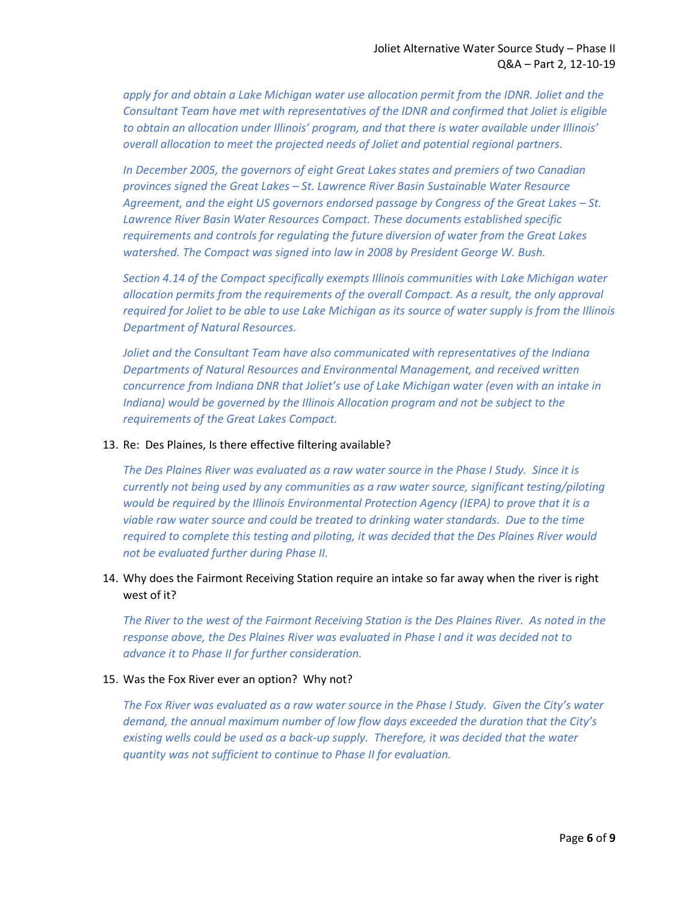*apply for and obtain a Lake Michigan water use allocation permit from the IDNR. Joliet and the Consultant Team have met with representatives of the IDNR and confirmed that Joliet is eligible to obtain an allocation under Illinois' program, and that there is water available under Illinois' overall allocation to meet the projected needs of Joliet and potential regional partners.*

*In December 2005, the governors of eight Great Lakes states and premiers of two Canadian provinces signed the Great Lakes – St. Lawrence River Basin Sustainable Water Resource Agreement, and the eight US governors endorsed passage by Congress of the Great Lakes – St. Lawrence River Basin Water Resources Compact. These documents established specific requirements and controls for regulating the future diversion of water from the Great Lakes watershed. The Compact was signed into law in 2008 by President George W. Bush.*

*Section 4.14 of the Compact specifically exempts Illinois communities with Lake Michigan water allocation permits from the requirements of the overall Compact. As a result, the only approval required for Joliet to be able to use Lake Michigan as its source of water supply is from the Illinois Department of Natural Resources.*

*Joliet and the Consultant Team have also communicated with representatives of the Indiana Departments of Natural Resources and Environmental Management, and received written concurrence from Indiana DNR that Joliet's use of Lake Michigan water (even with an intake in Indiana) would be governed by the Illinois Allocation program and not be subject to the requirements of the Great Lakes Compact.*

13. Re: Des Plaines, Is there effective filtering available?

    *The Des Plaines River was evaluated as a raw water source in the Phase I Study. Since it is currently not being used by any communities as a raw water source, significant testing/piloting would be required by the Illinois Environmental Protection Agency (IEPA) to prove that it is a viable raw water source and could be treated to drinking water standards. Due to the time required to complete this testing and piloting, it was decided that the Des Plaines River would not be evaluated further during Phase II.*

14. Why does the Fairmont Receiving Station require an intake so far away when the river is right west of it?

    *The River to the west of the Fairmont Receiving Station is the Des Plaines River. As noted in the response above, the Des Plaines River was evaluated in Phase I and it was decided not to advance it to Phase II for further consideration.*

15. Was the Fox River ever an option? Why not?

    *The Fox River was evaluated as a raw water source in the Phase I Study. Given the City's water demand, the annual maximum number of low flow days exceeded the duration that the City's existing wells could be used as a back-up supply. Therefore, it was decided that the water quantity was not sufficient to continue to Phase II for evaluation.*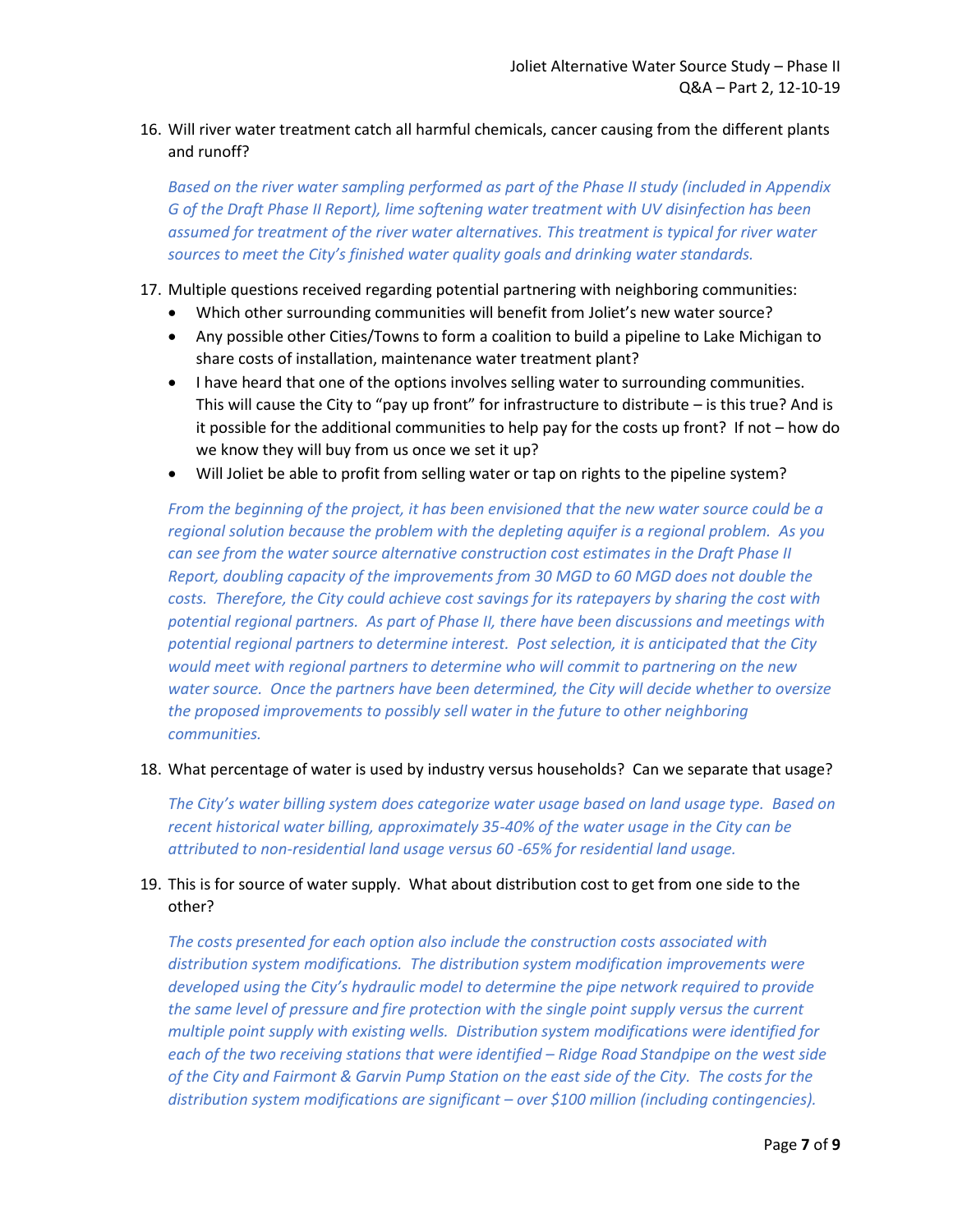16. Will river water treatment catch all harmful chemicals, cancer causing from the different plants and runoff?

    *Based on the river water sampling performed as part of the Phase II study (included in Appendix G of the Draft Phase II Report), lime softening water treatment with UV disinfection has been assumed for treatment of the river water alternatives. This treatment is typical for river water sources to meet the City's finished water quality goals and drinking water standards.*

17. Multiple questions received regarding potential partnering with neighboring communities:
    - Which other surrounding communities will benefit from Joliet's new water source?
    - Any possible other Cities/Towns to form a coalition to build a pipeline to Lake Michigan to share costs of installation, maintenance water treatment plant?
    - I have heard that one of the options involves selling water to surrounding communities. This will cause the City to "pay up front" for infrastructure to distribute – is this true? And is it possible for the additional communities to help pay for the costs up front? If not – how do we know they will buy from us once we set it up?
    - Will Joliet be able to profit from selling water or tap on rights to the pipeline system?

    *From the beginning of the project, it has been envisioned that the new water source could be a regional solution because the problem with the depleting aquifer is a regional problem. As you can see from the water source alternative construction cost estimates in the Draft Phase II Report, doubling capacity of the improvements from 30 MGD to 60 MGD does not double the costs. Therefore, the City could achieve cost savings for its ratepayers by sharing the cost with potential regional partners. As part of Phase II, there have been discussions and meetings with potential regional partners to determine interest. Post selection, it is anticipated that the City would meet with regional partners to determine who will commit to partnering on the new water source. Once the partners have been determined, the City will decide whether to oversize the proposed improvements to possibly sell water in the future to other neighboring communities.*

18. What percentage of water is used by industry versus households? Can we separate that usage?

    *The City's water billing system does categorize water usage based on land usage type. Based on recent historical water billing, approximately 35-40% of the water usage in the City can be attributed to non-residential land usage versus 60 -65% for residential land usage.*

19. This is for source of water supply. What about distribution cost to get from one side to the other?

    *The costs presented for each option also include the construction costs associated with distribution system modifications. The distribution system modification improvements were developed using the City's hydraulic model to determine the pipe network required to provide the same level of pressure and fire protection with the single point supply versus the current multiple point supply with existing wells. Distribution system modifications were identified for each of the two receiving stations that were identified – Ridge Road Standpipe on the west side of the City and Fairmont & Garvin Pump Station on the east side of the City. The costs for the distribution system modifications are significant – over $100 million (including contingencies).*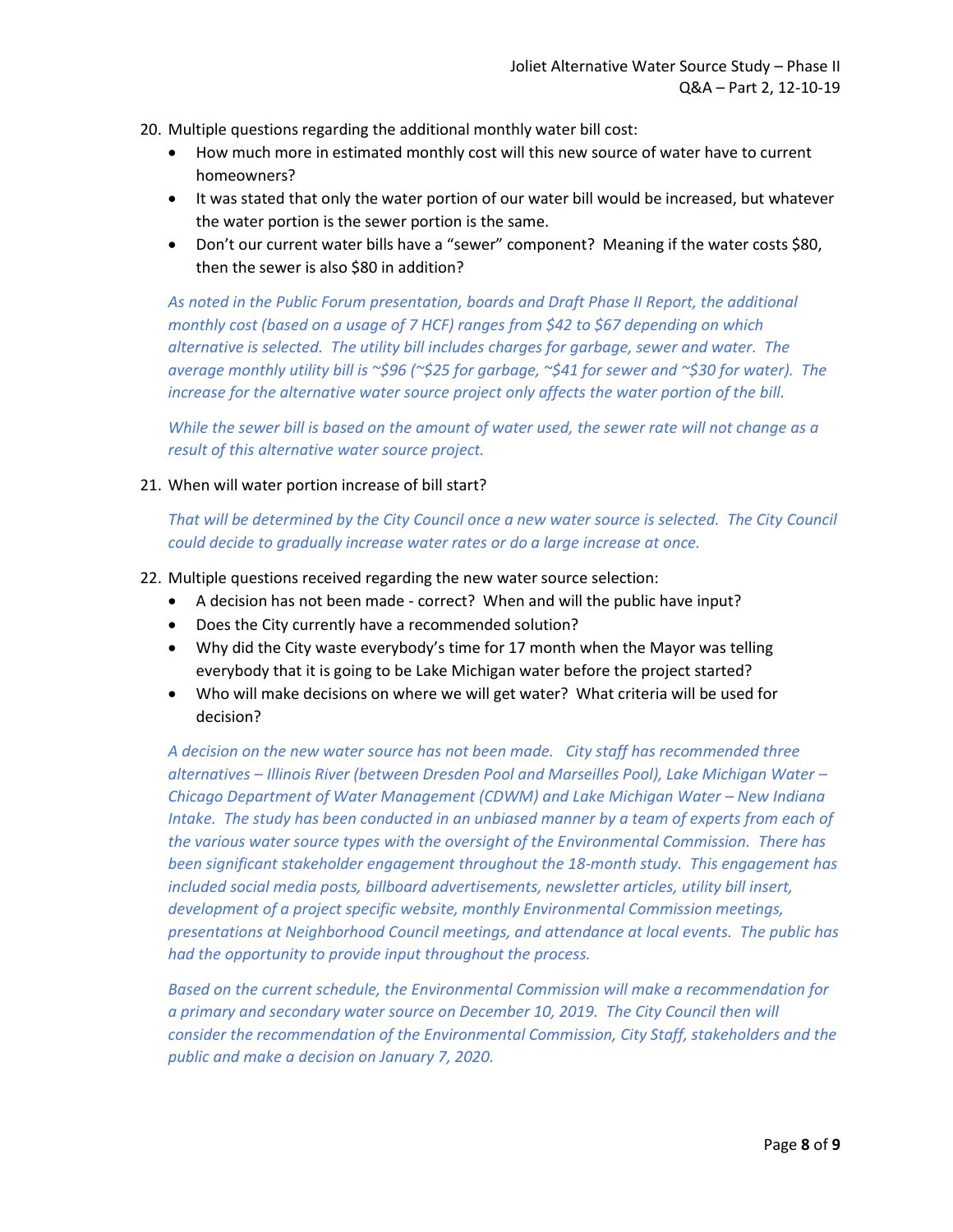20. Multiple questions regarding the additional monthly water bill cost:
    - How much more in estimated monthly cost will this new source of water have to current homeowners?
    - It was stated that only the water portion of our water bill would be increased, but whatever the water portion is the sewer portion is the same.
    - Don't our current water bills have a "sewer" component? Meaning if the water costs $80, then the sewer is also $80 in addition?

    *As noted in the Public Forum presentation, boards and Draft Phase II Report, the additional monthly cost (based on a usage of 7 HCF) ranges from $42 to $67 depending on which alternative is selected. The utility bill includes charges for garbage, sewer and water. The average monthly utility bill is ~$96 (~$25 for garbage, ~$41 for sewer and ~$30 for water). The increase for the alternative water source project only affects the water portion of the bill.*

    *While the sewer bill is based on the amount of water used, the sewer rate will not change as a result of this alternative water source project.*

21. When will water portion increase of bill start?

    *That will be determined by the City Council once a new water source is selected. The City Council could decide to gradually increase water rates or do a large increase at once.*

22. Multiple questions received regarding the new water source selection:
    - A decision has not been made - correct? When and will the public have input?
    - Does the City currently have a recommended solution?
    - Why did the City waste everybody's time for 17 month when the Mayor was telling everybody that it is going to be Lake Michigan water before the project started?
    - Who will make decisions on where we will get water? What criteria will be used for decision?

    *A decision on the new water source has not been made. City staff has recommended three alternatives – Illinois River (between Dresden Pool and Marseilles Pool), Lake Michigan Water – Chicago Department of Water Management (CDWM) and Lake Michigan Water – New Indiana Intake. The study has been conducted in an unbiased manner by a team of experts from each of the various water source types with the oversight of the Environmental Commission. There has been significant stakeholder engagement throughout the 18-month study. This engagement has included social media posts, billboard advertisements, newsletter articles, utility bill insert, development of a project specific website, monthly Environmental Commission meetings, presentations at Neighborhood Council meetings, and attendance at local events. The public has had the opportunity to provide input throughout the process.*

    *Based on the current schedule, the Environmental Commission will make a recommendation for a primary and secondary water source on December 10, 2019. The City Council then will consider the recommendation of the Environmental Commission, City Staff, stakeholders and the public and make a decision on January 7, 2020.*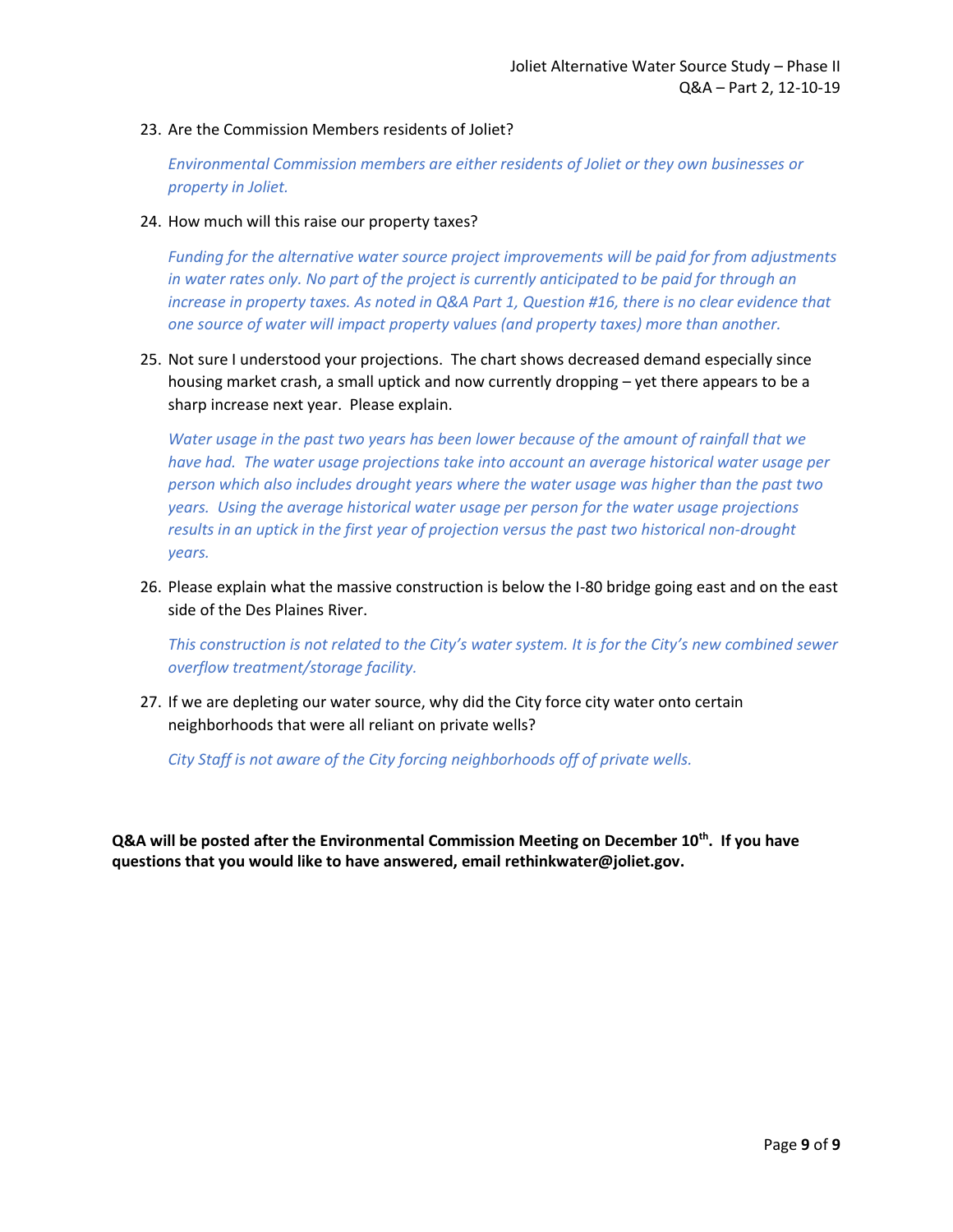23. Are the Commission Members residents of Joliet?

    *Environmental Commission members are either residents of Joliet or they own businesses or property in Joliet.*

24. How much will this raise our property taxes?

    *Funding for the alternative water source project improvements will be paid for from adjustments in water rates only. No part of the project is currently anticipated to be paid for through an increase in property taxes. As noted in Q&A Part 1, Question #16, there is no clear evidence that one source of water will impact property values (and property taxes) more than another.*

25. Not sure I understood your projections. The chart shows decreased demand especially since housing market crash, a small uptick and now currently dropping – yet there appears to be a sharp increase next year. Please explain.

    *Water usage in the past two years has been lower because of the amount of rainfall that we have had. The water usage projections take into account an average historical water usage per person which also includes drought years where the water usage was higher than the past two years. Using the average historical water usage per person for the water usage projections results in an uptick in the first year of projection versus the past two historical non-drought years.*

26. Please explain what the massive construction is below the I-80 bridge going east and on the east side of the Des Plaines River.

    *This construction is not related to the City's water system. It is for the City's new combined sewer overflow treatment/storage facility.*

27. If we are depleting our water source, why did the City force city water onto certain neighborhoods that were all reliant on private wells?

    *City Staff is not aware of the City forcing neighborhoods off of private wells.*

**Q&A will be posted after the Environmental Commission Meeting on December 10th. If you have questions that you would like to have answered, email rethinkwater@joliet.gov.**